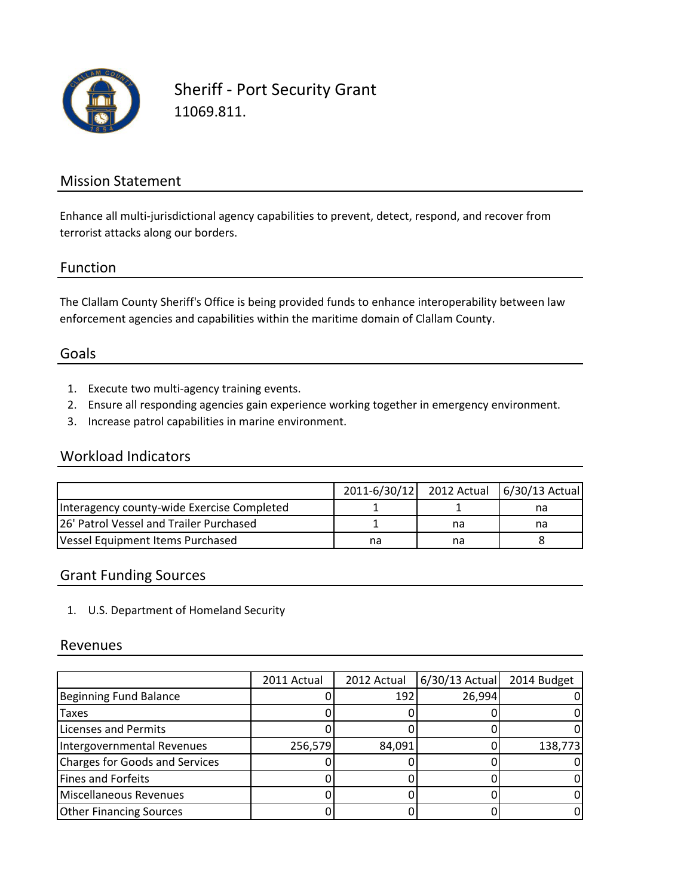# Sheriff - Port Security Grant

11069.811.

## Mission Statement

Enhance all multi-jurisdictional agency capabilities to prevent, detect, respond, and recover from terrorist attacks along our borders.

## Function

The Clallam County Sheriff's Office is being provided funds to enhance interoperability between law enforcement agencies and capabilities within the maritime domain of Clallam County.

## Goals

1. Execute two multi-agency training events.
2. Ensure all responding agencies gain experience working together in emergency environment.
3. Increase patrol capabilities in marine environment.

## Workload Indicators

| | 2011-6/30/12 | 2012 Actual | 6/30/13 Actual |
|---|---|---|---|
| Interagency county-wide Exercise Completed | 1 | 1 | na |
| 26' Patrol Vessel and Trailer Purchased | 1 | na | na |
| Vessel Equipment Items Purchased | na | na | 8 |

## Grant Funding Sources

1. U.S. Department of Homeland Security

## Revenues

| | 2011 Actual | 2012 Actual | 6/30/13 Actual | 2014 Budget |
|---|---|---|---|---|
| Beginning Fund Balance | 0 | 192 | 26,994 | 0 |
| Taxes | 0 | 0 | 0 | 0 |
| Licenses and Permits | 0 | 0 | 0 | 0 |
| Intergovernmental Revenues | 256,579 | 84,091 | 0 | 138,773 |
| Charges for Goods and Services | 0 | 0 | 0 | 0 |
| Fines and Forfeits | 0 | 0 | 0 | 0 |
| Miscellaneous Revenues | 0 | 0 | 0 | 0 |
| Other Financing Sources | 0 | 0 | 0 | 0 |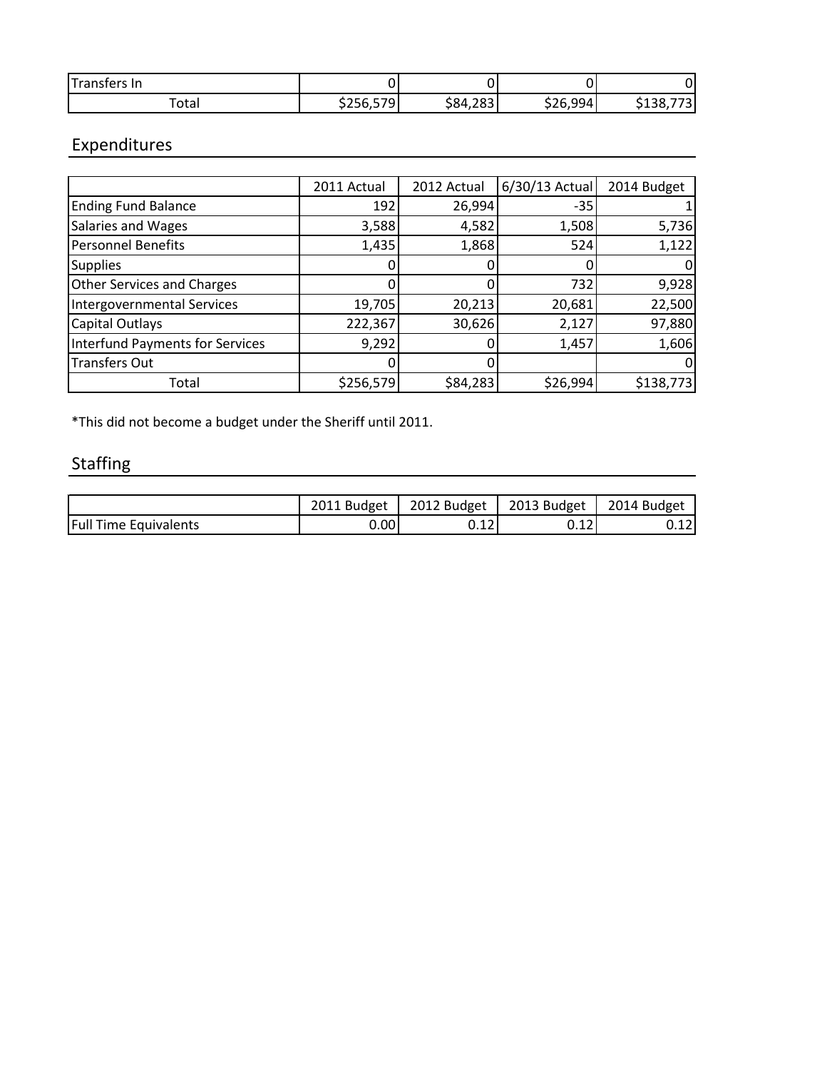| | | | | |
|---|---|---|---|---|
| Transfers In | 0 | 0 | 0 | 0 |
| Total | $256,579 | $84,283 | $26,994 | $138,773 |

## Expenditures

| | 2011 Actual | 2012 Actual | 6/30/13 Actual | 2014 Budget |
|---|---|---|---|---|
| Ending Fund Balance | 192 | 26,994 | -35 | 1 |
| Salaries and Wages | 3,588 | 4,582 | 1,508 | 5,736 |
| Personnel Benefits | 1,435 | 1,868 | 524 | 1,122 |
| Supplies | 0 | 0 | 0 | 0 |
| Other Services and Charges | 0 | 0 | 732 | 9,928 |
| Intergovernmental Services | 19,705 | 20,213 | 20,681 | 22,500 |
| Capital Outlays | 222,367 | 30,626 | 2,127 | 97,880 |
| Interfund Payments for Services | 9,292 | 0 | 1,457 | 1,606 |
| Transfers Out | 0 | 0 | | 0 |
| Total | $256,579 | $84,283 | $26,994 | $138,773 |

*This did not become a budget under the Sheriff until 2011.

## Staffing

| | 2011 Budget | 2012 Budget | 2013 Budget | 2014 Budget |
|---|---|---|---|---|
| Full Time Equivalents | 0.00 | 0.12 | 0.12 | 0.12 |